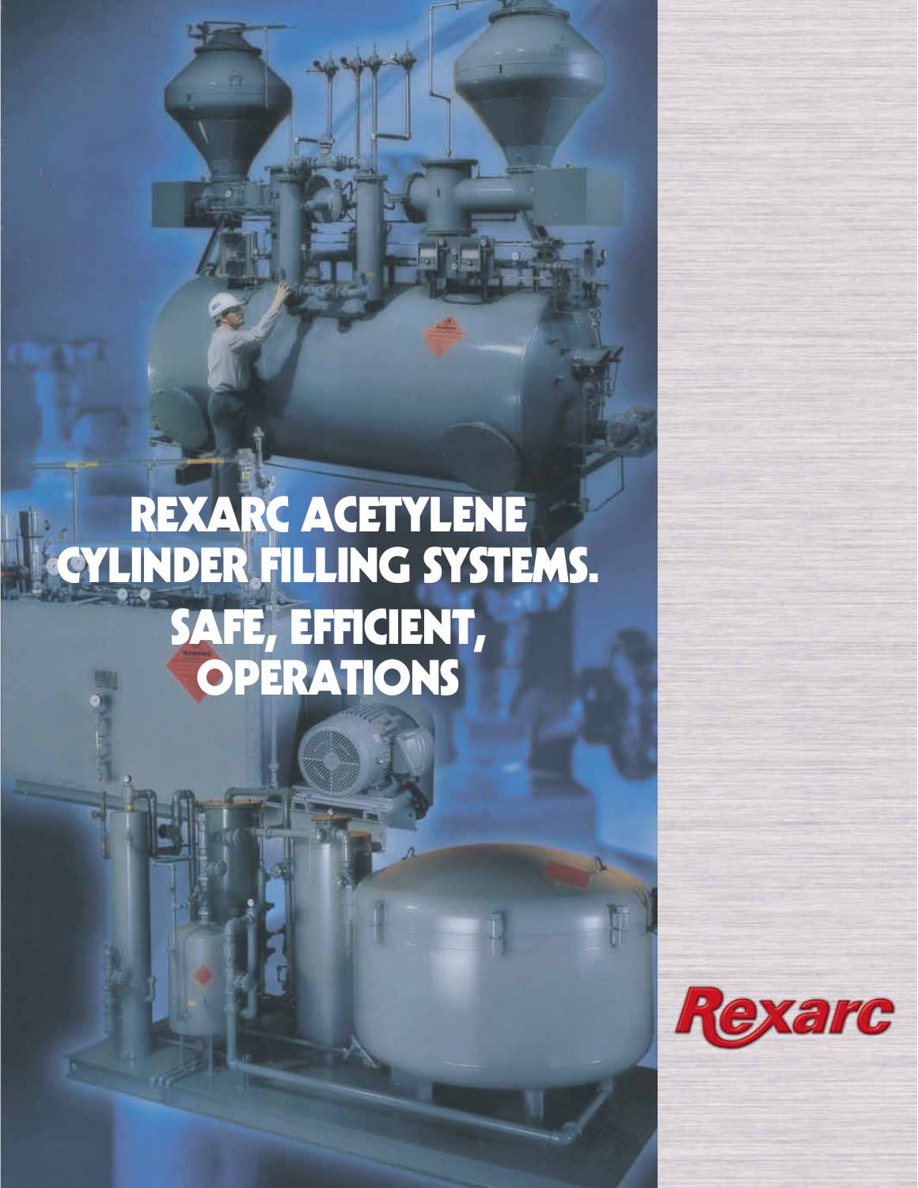# REXARC ACETYLENE CYLINDER FILLING SYSTEMS.

## SAFE, EFFICIENT, OPERATIONS

Rexarc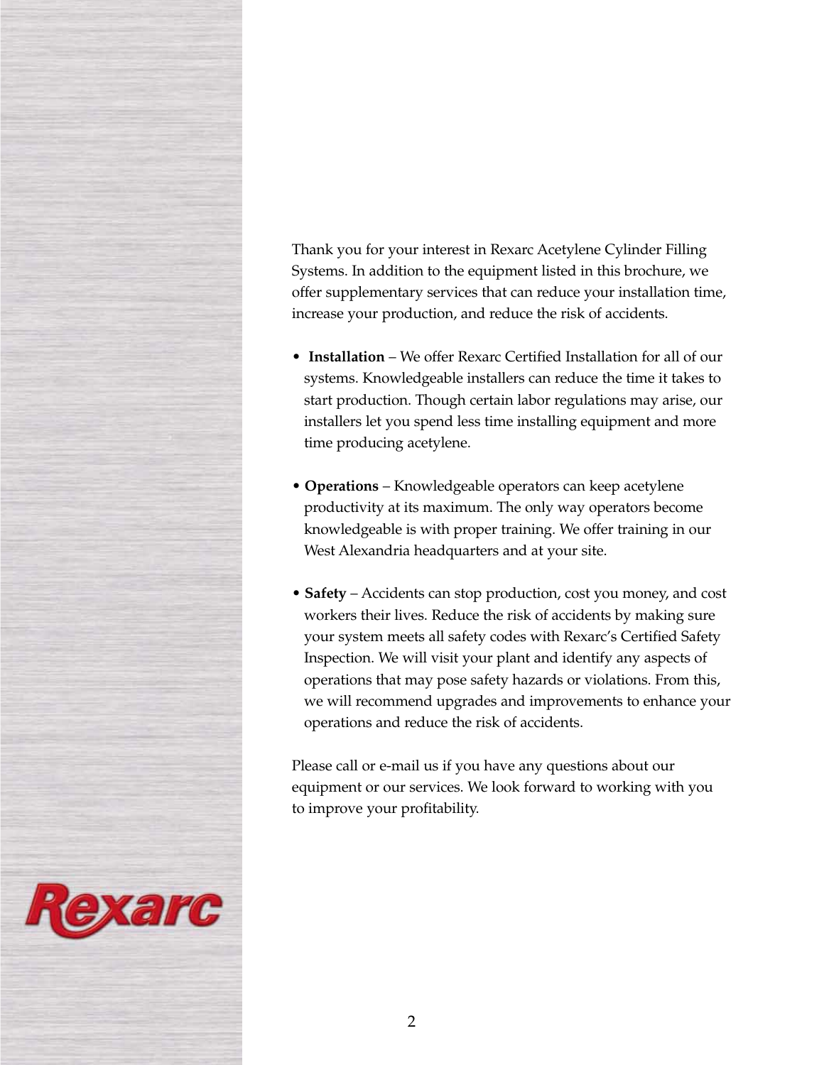Thank you for your interest in Rexarc Acetylene Cylinder Filling Systems. In addition to the equipment listed in this brochure, we offer supplementary services that can reduce your installation time, increase your production, and reduce the risk of accidents.

- **Installation** – We offer Rexarc Certified Installation for all of our systems. Knowledgeable installers can reduce the time it takes to start production. Though certain labor regulations may arise, our installers let you spend less time installing equipment and more time producing acetylene.

- **Operations** – Knowledgeable operators can keep acetylene productivity at its maximum. The only way operators become knowledgeable is with proper training. We offer training in our West Alexandria headquarters and at your site.

- **Safety** – Accidents can stop production, cost you money, and cost workers their lives. Reduce the risk of accidents by making sure your system meets all safety codes with Rexarc's Certified Safety Inspection. We will visit your plant and identify any aspects of operations that may pose safety hazards or violations. From this, we will recommend upgrades and improvements to enhance your operations and reduce the risk of accidents.

Please call or e-mail us if you have any questions about our equipment or our services. We look forward to working with you to improve your profitability.

Rexarc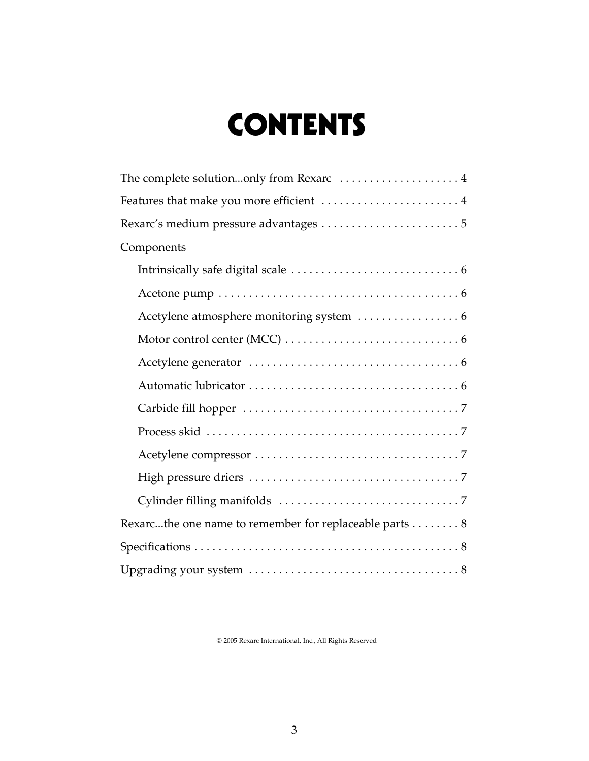# CONTENTS

The complete solution...only from Rexarc . . . . . . . . . . . . . . . . . . . . 4

Features that make you more efficient . . . . . . . . . . . . . . . . . . . . . . . 4

Rexarc's medium pressure advantages . . . . . . . . . . . . . . . . . . . . . . . 5

Components

- Intrinsically safe digital scale . . . . . . . . . . . . . . . . . . . . . . . . . . . . 6
- Acetone pump . . . . . . . . . . . . . . . . . . . . . . . . . . . . . . . . . . . . . . . 6
- Acetylene atmosphere monitoring system . . . . . . . . . . . . . . . . . 6
- Motor control center (MCC) . . . . . . . . . . . . . . . . . . . . . . . . . . . . . 6
- Acetylene generator . . . . . . . . . . . . . . . . . . . . . . . . . . . . . . . . . . . 6
- Automatic lubricator . . . . . . . . . . . . . . . . . . . . . . . . . . . . . . . . . . 6
- Carbide fill hopper . . . . . . . . . . . . . . . . . . . . . . . . . . . . . . . . . . . 7
- Process skid . . . . . . . . . . . . . . . . . . . . . . . . . . . . . . . . . . . . . . . . . 7
- Acetylene compressor . . . . . . . . . . . . . . . . . . . . . . . . . . . . . . . . . 7
- High pressure driers . . . . . . . . . . . . . . . . . . . . . . . . . . . . . . . . . . 7
- Cylinder filling manifolds . . . . . . . . . . . . . . . . . . . . . . . . . . . . . 7

Rexarc...the one name to remember for replaceable parts . . . . . . . . 8

Specifications . . . . . . . . . . . . . . . . . . . . . . . . . . . . . . . . . . . . . . . . . . . 8

Upgrading your system . . . . . . . . . . . . . . . . . . . . . . . . . . . . . . . . . . 8

© 2005 Rexarc International, Inc., All Rights Reserved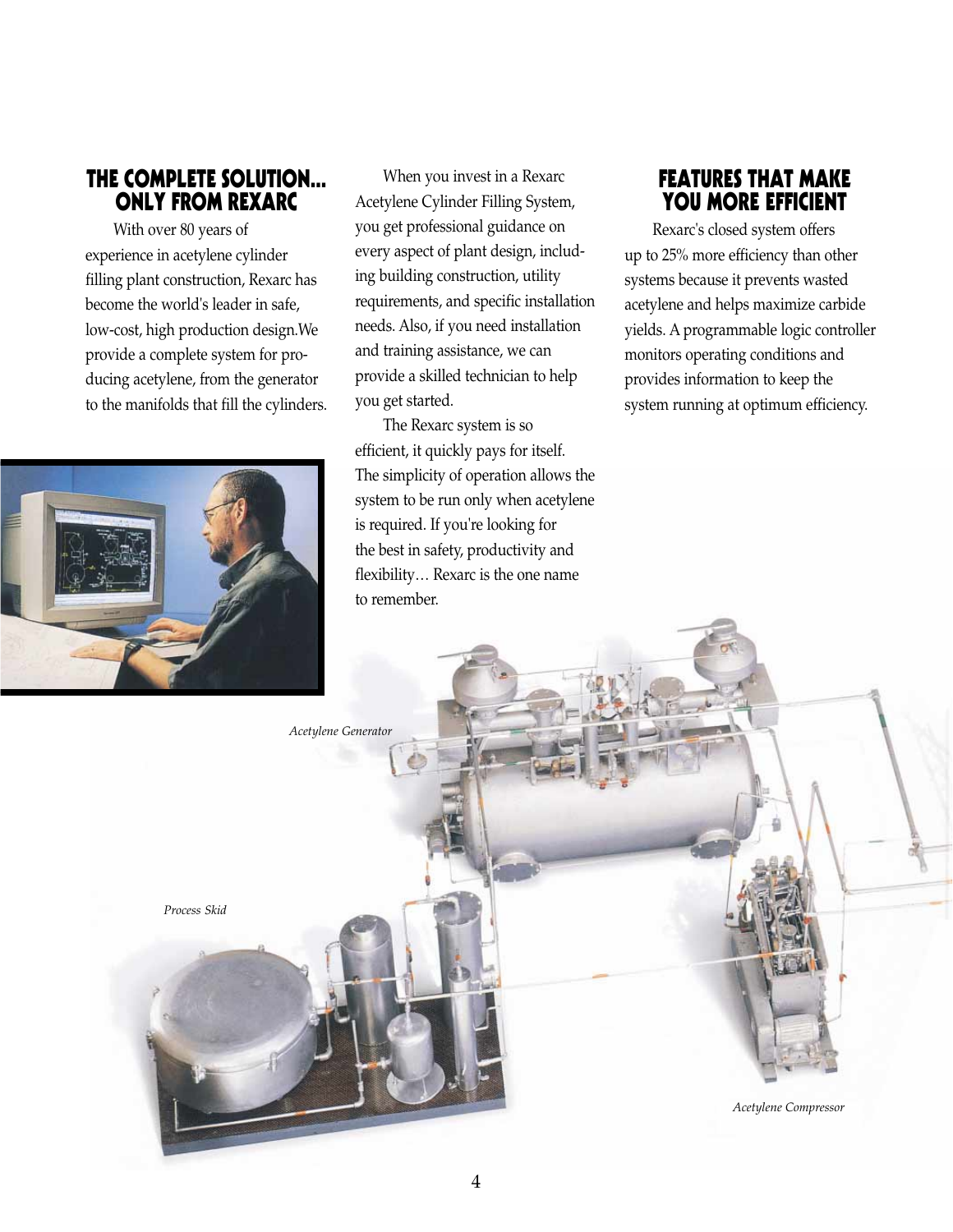## THE COMPLETE SOLUTION... ONLY FROM REXARC

With over 80 years of experience in acetylene cylinder filling plant construction, Rexarc has become the world's leader in safe, low-cost, high production design.We provide a complete system for producing acetylene, from the generator to the manifolds that fill the cylinders.

When you invest in a Rexarc Acetylene Cylinder Filling System, you get professional guidance on every aspect of plant design, including building construction, utility requirements, and specific installation needs. Also, if you need installation and training assistance, we can provide a skilled technician to help you get started.

The Rexarc system is so efficient, it quickly pays for itself. The simplicity of operation allows the system to be run only when acetylene is required. If you're looking for the best in safety, productivity and flexibility… Rexarc is the one name to remember.

## FEATURES THAT MAKE YOU MORE EFFICIENT

Rexarc's closed system offers up to 25% more efficiency than other systems because it prevents wasted acetylene and helps maximize carbide yields. A programmable logic controller monitors operating conditions and provides information to keep the system running at optimum efficiency.

*Acetylene Generator*

*Process Skid*

*Acetylene Compressor*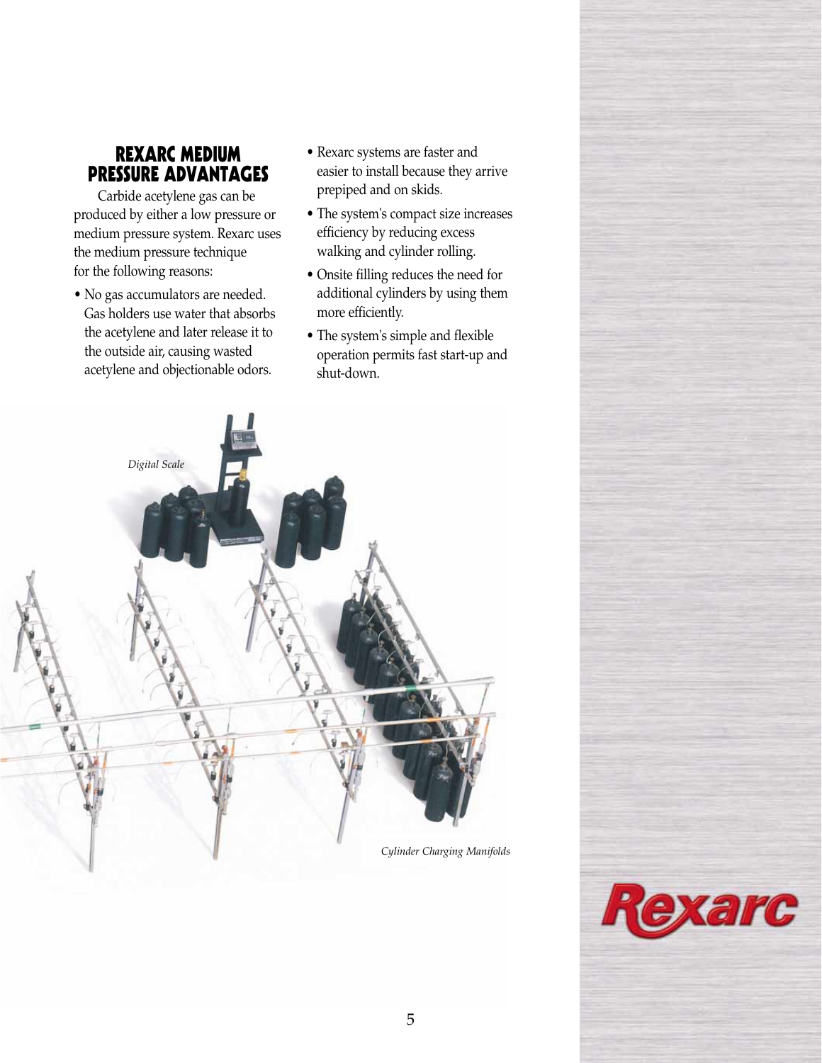## REXARC MEDIUM PRESSURE ADVANTAGES

Carbide acetylene gas can be produced by either a low pressure or medium pressure system. Rexarc uses the medium pressure technique for the following reasons:

- No gas accumulators are needed. Gas holders use water that absorbs the acetylene and later release it to the outside air, causing wasted acetylene and objectionable odors.
- Rexarc systems are faster and easier to install because they arrive prepiped and on skids.
- The system's compact size increases efficiency by reducing excess walking and cylinder rolling.
- Onsite filling reduces the need for additional cylinders by using them more efficiently.
- The system's simple and flexible operation permits fast start-up and shut-down.

*Digital Scale*

*Cylinder Charging Manifolds*

Rexarc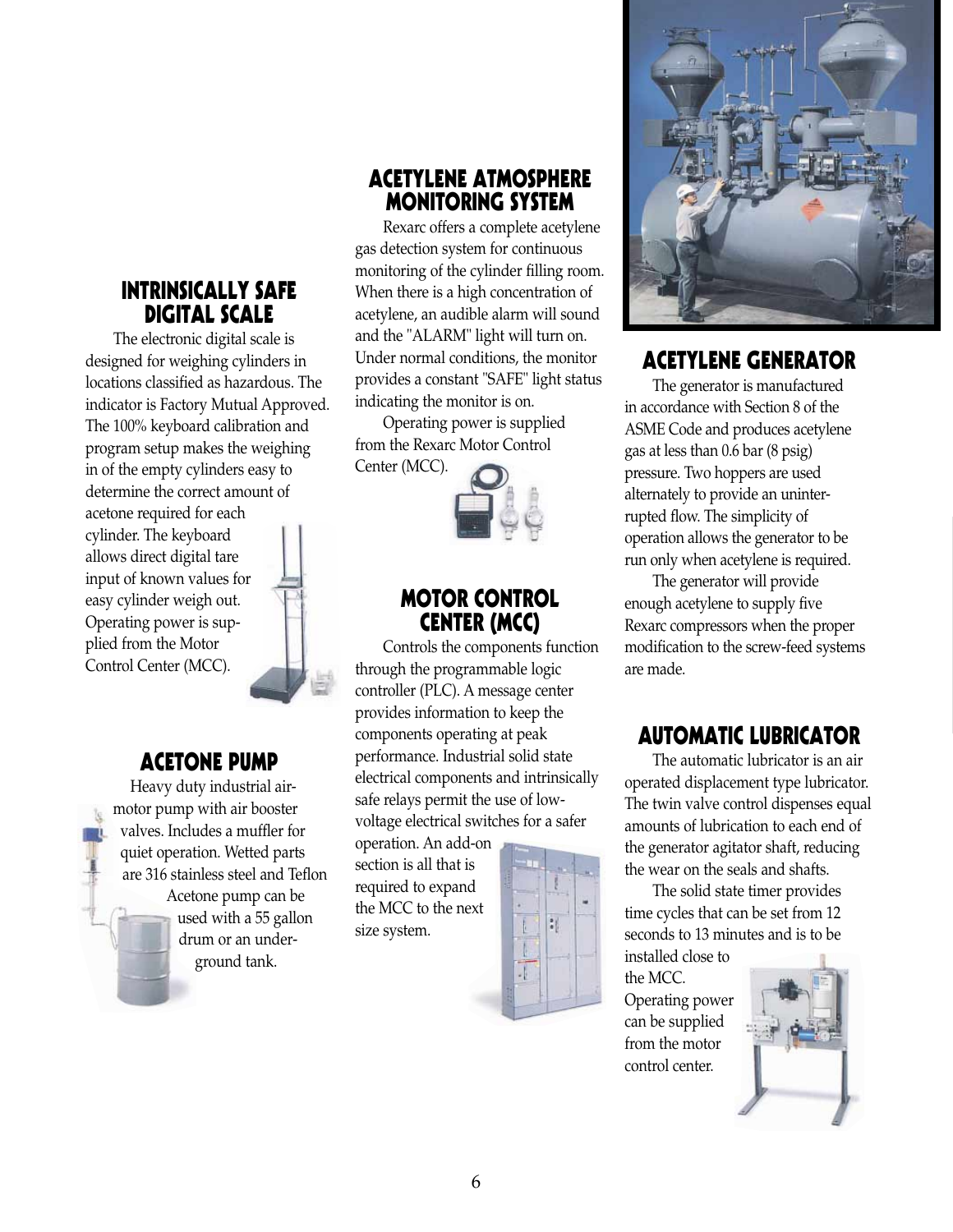## INTRINSICALLY SAFE DIGITAL SCALE

The electronic digital scale is designed for weighing cylinders in locations classified as hazardous. The indicator is Factory Mutual Approved. The 100% keyboard calibration and program setup makes the weighing in of the empty cylinders easy to determine the correct amount of acetone required for each cylinder. The keyboard allows direct digital tare input of known values for easy cylinder weigh out. Operating power is supplied from the Motor Control Center (MCC).

## ACETONE PUMP

Heavy duty industrial air-motor pump with air booster valves. Includes a muffler for quiet operation. Wetted parts are 316 stainless steel and Teflon Acetone pump can be used with a 55 gallon drum or an underground tank.

## ACETYLENE ATMOSPHERE MONITORING SYSTEM

Rexarc offers a complete acetylene gas detection system for continuous monitoring of the cylinder filling room. When there is a high concentration of acetylene, an audible alarm will sound and the "ALARM" light will turn on. Under normal conditions, the monitor provides a constant "SAFE" light status indicating the monitor is on.

Operating power is supplied from the Rexarc Motor Control Center (MCC).

## MOTOR CONTROL CENTER (MCC)

Controls the components function through the programmable logic controller (PLC). A message center provides information to keep the components operating at peak performance. Industrial solid state electrical components and intrinsically safe relays permit the use of low-voltage electrical switches for a safer operation. An add-on section is all that is required to expand the MCC to the next size system.

## ACETYLENE GENERATOR

The generator is manufactured in accordance with Section 8 of the ASME Code and produces acetylene gas at less than 0.6 bar (8 psig) pressure. Two hoppers are used alternately to provide an uninterrupted flow. The simplicity of operation allows the generator to be run only when acetylene is required.

The generator will provide enough acetylene to supply five Rexarc compressors when the proper modification to the screw-feed systems are made.

## AUTOMATIC LUBRICATOR

The automatic lubricator is an air operated displacement type lubricator. The twin valve control dispenses equal amounts of lubrication to each end of the generator agitator shaft, reducing the wear on the seals and shafts.

The solid state timer provides time cycles that can be set from 12 seconds to 13 minutes and is to be installed close to the MCC. Operating power can be supplied from the motor control center.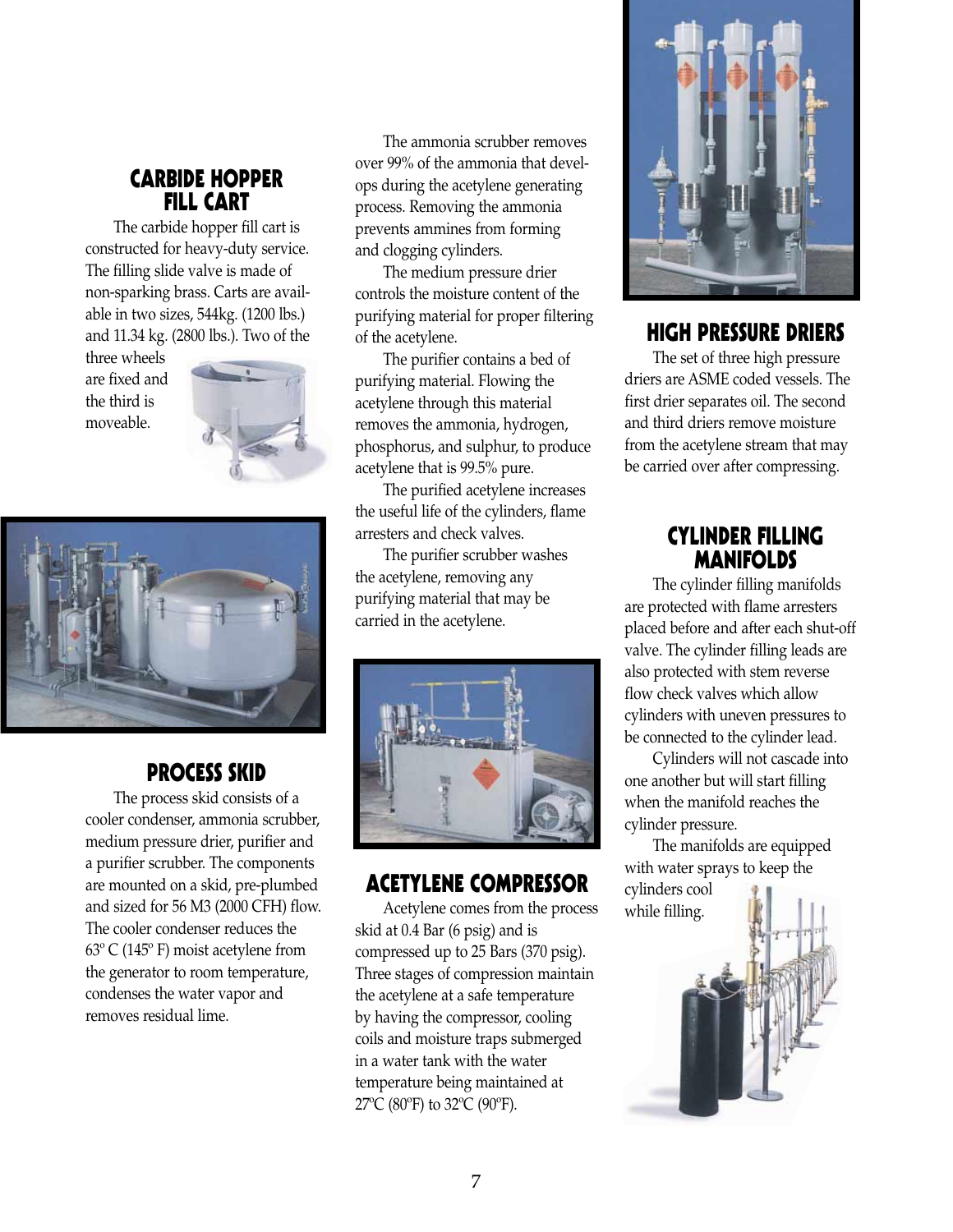## CARBIDE HOPPER FILL CART

The carbide hopper fill cart is constructed for heavy-duty service. The filling slide valve is made of non-sparking brass. Carts are available in two sizes, 544kg. (1200 lbs.) and 11.34 kg. (2800 lbs.). Two of the three wheels are fixed and the third is moveable.

## PROCESS SKID

The process skid consists of a cooler condenser, ammonia scrubber, medium pressure drier, purifier and a purifier scrubber. The components are mounted on a skid, pre-plumbed and sized for 56 M3 (2000 CFH) flow. The cooler condenser reduces the 63º C (145º F) moist acetylene from the generator to room temperature, condenses the water vapor and removes residual lime.

The ammonia scrubber removes over 99% of the ammonia that develops during the acetylene generating process. Removing the ammonia prevents ammines from forming and clogging cylinders.

The medium pressure drier controls the moisture content of the purifying material for proper filtering of the acetylene.

The purifier contains a bed of purifying material. Flowing the acetylene through this material removes the ammonia, hydrogen, phosphorus, and sulphur, to produce acetylene that is 99.5% pure.

The purified acetylene increases the useful life of the cylinders, flame arresters and check valves.

The purifier scrubber washes the acetylene, removing any purifying material that may be carried in the acetylene.

## ACETYLENE COMPRESSOR

Acetylene comes from the process skid at 0.4 Bar (6 psig) and is compressed up to 25 Bars (370 psig). Three stages of compression maintain the acetylene at a safe temperature by having the compressor, cooling coils and moisture traps submerged in a water tank with the water temperature being maintained at 27ºC (80ºF) to 32ºC (90ºF).

## HIGH PRESSURE DRIERS

The set of three high pressure driers are ASME coded vessels. The first drier separates oil. The second and third driers remove moisture from the acetylene stream that may be carried over after compressing.

## CYLINDER FILLING MANIFOLDS

The cylinder filling manifolds are protected with flame arresters placed before and after each shut-off valve. The cylinder filling leads are also protected with stem reverse flow check valves which allow cylinders with uneven pressures to be connected to the cylinder lead.

Cylinders will not cascade into one another but will start filling when the manifold reaches the cylinder pressure.

The manifolds are equipped with water sprays to keep the cylinders cool while filling.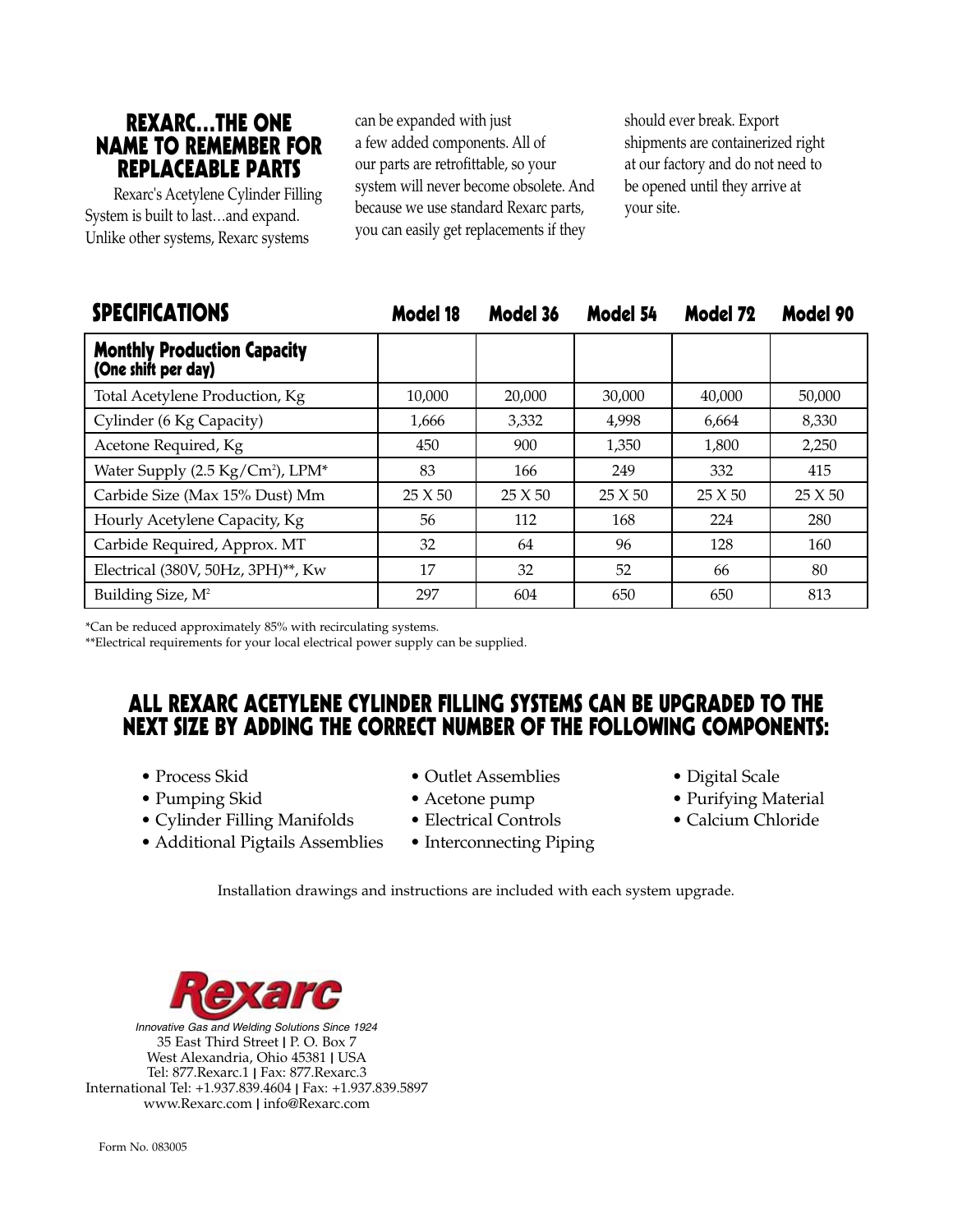## REXARC...THE ONE NAME TO REMEMBER FOR REPLACEABLE PARTS

Rexarc's Acetylene Cylinder Filling System is built to last…and expand. Unlike other systems, Rexarc systems can be expanded with just a few added components. All of our parts are retrofittable, so your system will never become obsolete. And because we use standard Rexarc parts, you can easily get replacements if they should ever break. Export shipments are containerized right at our factory and do not need to be opened until they arrive at your site.

| SPECIFICATIONS | Model 18 | Model 36 | Model 54 | Model 72 | Model 90 |
|---|---|---|---|---|---|
| **Monthly Production Capacity (One shift per day)** | | | | | |
| Total Acetylene Production, Kg | 10,000 | 20,000 | 30,000 | 40,000 | 50,000 |
| Cylinder (6 Kg Capacity) | 1,666 | 3,332 | 4,998 | 6,664 | 8,330 |
| Acetone Required, Kg | 450 | 900 | 1,350 | 1,800 | 2,250 |
| Water Supply (2.5 Kg/Cm²), LPM* | 83 | 166 | 249 | 332 | 415 |
| Carbide Size (Max 15% Dust) Mm | 25 X 50 | 25 X 50 | 25 X 50 | 25 X 50 | 25 X 50 |
| Hourly Acetylene Capacity, Kg | 56 | 112 | 168 | 224 | 280 |
| Carbide Required, Approx. MT | 32 | 64 | 96 | 128 | 160 |
| Electrical (380V, 50Hz, 3PH)**, Kw | 17 | 32 | 52 | 66 | 80 |
| Building Size, M² | 297 | 604 | 650 | 650 | 813 |

*Can be reduced approximately 85% with recirculating systems.
**Electrical requirements for your local electrical power supply can be supplied.

## ALL REXARC ACETYLENE CYLINDER FILLING SYSTEMS CAN BE UPGRADED TO THE NEXT SIZE BY ADDING THE CORRECT NUMBER OF THE FOLLOWING COMPONENTS:

- Process Skid
- Pumping Skid
- Cylinder Filling Manifolds
- Additional Pigtails Assemblies
- Outlet Assemblies
- Acetone pump
- Electrical Controls
- Interconnecting Piping
- Digital Scale
- Purifying Material
- Calcium Chloride

Installation drawings and instructions are included with each system upgrade.

Rexarc

*Innovative Gas and Welding Solutions Since 1924*
35 East Third Street | P. O. Box 7
West Alexandria, Ohio 45381 | USA
Tel: 877.Rexarc.1 | Fax: 877.Rexarc.3
International Tel: +1.937.839.4604 | Fax: +1.937.839.5897
www.Rexarc.com | info@Rexarc.com

Form No. 083005